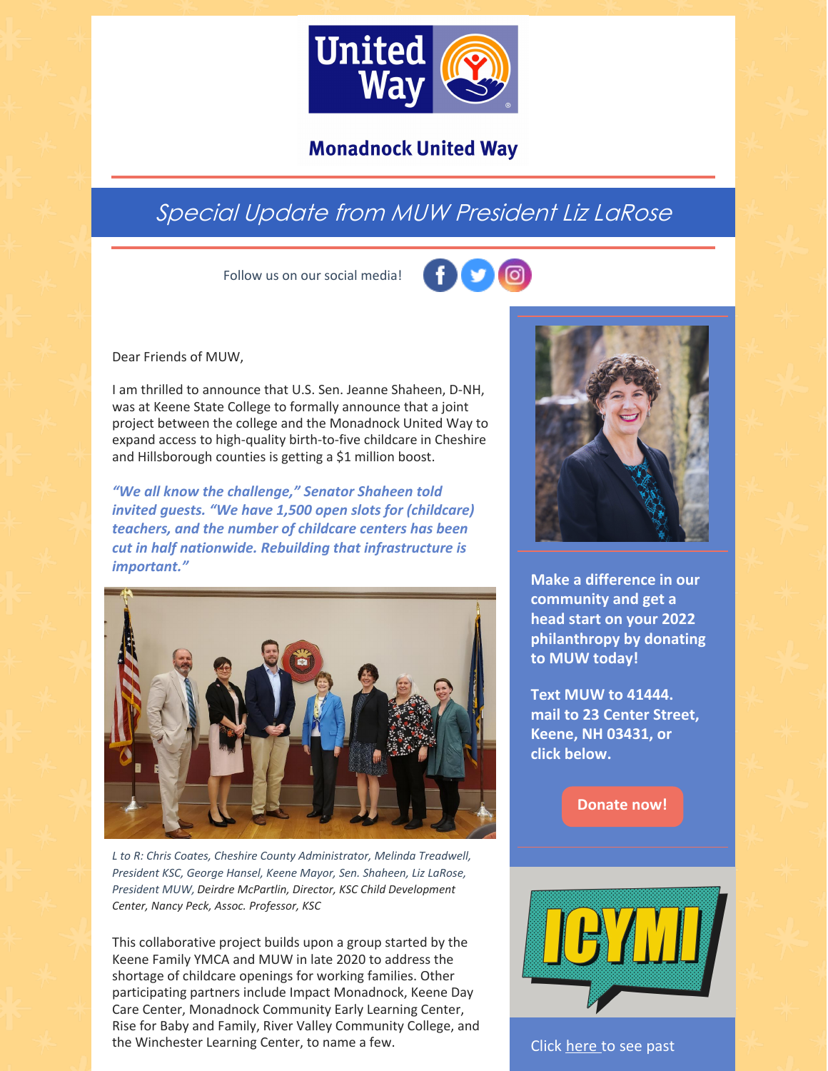# Monadnock United Way

## Special Update from MUW President Liz LaRose

Follow us on our social media!

Dear Friends of MUW,

I am thrilled to announce that U.S. Sen. Jeanne Shaheen, D-NH, was at Keene State College to formally announce that a joint project between the college and the Monadnock United Way to expand access to high-quality birth-to-five childcare in Cheshire and Hillsborough counties is getting a $1 million boost.

***"We all know the challenge," Senator Shaheen told invited guests. "We have 1,500 open slots for (childcare) teachers, and the number of childcare centers has been cut in half nationwide. Rebuilding that infrastructure is important."***

*L to R: Chris Coates, Cheshire County Administrator, Melinda Treadwell, President KSC, George Hansel, Keene Mayor, Sen. Shaheen, Liz LaRose, President MUW, Deirdre McPartlin, Director, KSC Child Development Center, Nancy Peck, Assoc. Professor, KSC*

This collaborative project builds upon a group started by the Keene Family YMCA and MUW in late 2020 to address the shortage of childcare openings for working families. Other participating partners include Impact Monadnock, Keene Day Care Center, Monadnock Community Early Learning Center, Rise for Baby and Family, River Valley Community College, and the Winchester Learning Center, to name a few.

**Make a difference in our community and get a head start on your 2022 philanthropy by donating to MUW today!**

**Text MUW to 41444. mail to 23 Center Street, Keene, NH 03431, or click below.**

**Donate now!**

ICYMI

Click here to see past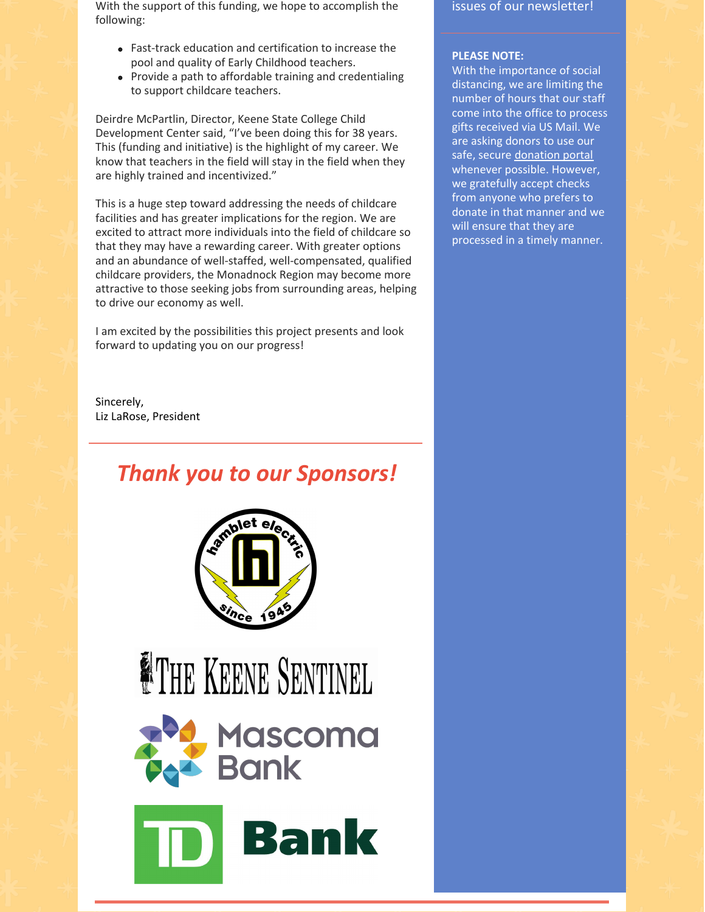With the support of this funding, we hope to accomplish the following:

- Fast-track education and certification to increase the pool and quality of Early Childhood teachers.
- Provide a path to affordable training and credentialing to support childcare teachers.

Deirdre McPartlin, Director, Keene State College Child Development Center said, "I've been doing this for 38 years. This (funding and initiative) is the highlight of my career. We know that teachers in the field will stay in the field when they are highly trained and incentivized."

This is a huge step toward addressing the needs of childcare facilities and has greater implications for the region. We are excited to attract more individuals into the field of childcare so that they may have a rewarding career. With greater options and an abundance of well-staffed, well-compensated, qualified childcare providers, the Monadnock Region may become more attractive to those seeking jobs from surrounding areas, helping to drive our economy as well.

I am excited by the possibilities this project presents and look forward to updating you on our progress!

Sincerely,
Liz LaRose, President

## *Thank you to our Sponsors!*

hamblet electric since 1945

The Keene Sentinel

Mascoma Bank

TD Bank

issues of our newsletter!

**PLEASE NOTE:**
With the importance of social distancing, we are limiting the number of hours that our staff come into the office to process gifts received via US Mail. We are asking donors to use our safe, secure donation portal whenever possible. However, we gratefully accept checks from anyone who prefers to donate in that manner and we will ensure that they are processed in a timely manner.